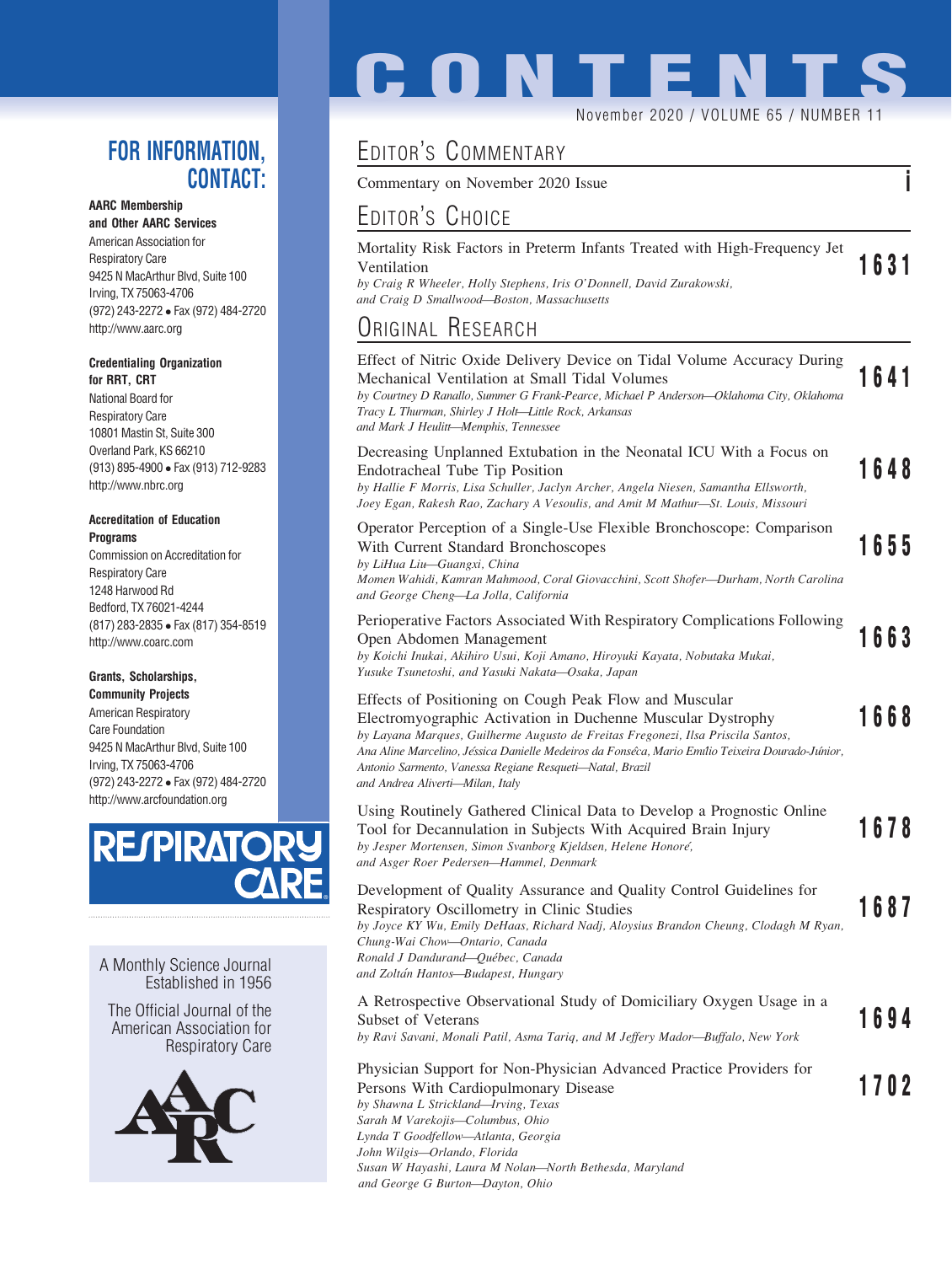# CONTENTS

November 2020 / VOLUME 65 / NUMBER 11

## FOR INFORMATION, CONTACT:

**AARC Membership and Other AARC Services**
American Association for Respiratory Care
9425 N MacArthur Blvd, Suite 100
Irving, TX 75063-4706
(972) 243-2272 • Fax (972) 484-2720
http://www.aarc.org

**Credentialing Organization for RRT, CRT**
National Board for Respiratory Care
10801 Mastin St, Suite 300
Overland Park, KS 66210
(913) 895-4900 • Fax (913) 712-9283
http://www.nbrc.org

**Accreditation of Education Programs**
Commission on Accreditation for Respiratory Care
1248 Harwood Rd
Bedford, TX 76021-4244
(817) 283-2835 • Fax (817) 354-8519
http://www.coarc.com

**Grants, Scholarships, Community Projects**
American Respiratory Care Foundation
9425 N MacArthur Blvd, Suite 100
Irving, TX 75063-4706
(972) 243-2272 • Fax (972) 484-2720
http://www.arcfoundation.org

RESPIRATORY CARE

A Monthly Science Journal Established in 1956

The Official Journal of the American Association for Respiratory Care

## Editor's Commentary

Commentary on November 2020 Issue — **i**

## Editor's Choice

Mortality Risk Factors in Preterm Infants Treated with High-Frequency Jet Ventilation — **1631**
*by Craig R Wheeler, Holly Stephens, Iris O'Donnell, David Zurakowski, and Craig D Smallwood—Boston, Massachusetts*

## Original Research

Effect of Nitric Oxide Delivery Device on Tidal Volume Accuracy During Mechanical Ventilation at Small Tidal Volumes — **1641**
*by Courtney D Ranallo, Summer G Frank-Pearce, Michael P Anderson—Oklahoma City, Oklahoma*
*Tracy L Thurman, Shirley J Holt—Little Rock, Arkansas*
*and Mark J Heulitt—Memphis, Tennessee*

Decreasing Unplanned Extubation in the Neonatal ICU With a Focus on Endotracheal Tube Tip Position — **1648**
*by Hallie F Morris, Lisa Schuller, Jaclyn Archer, Angela Niesen, Samantha Ellsworth, Joey Egan, Rakesh Rao, Zachary A Vesoulis, and Amit M Mathur—St. Louis, Missouri*

Operator Perception of a Single-Use Flexible Bronchoscope: Comparison With Current Standard Bronchoscopes — **1655**
*by LiHua Liu—Guangxi, China*
*Momen Wahidi, Kamran Mahmood, Coral Giovacchini, Scott Shofer—Durham, North Carolina*
*and George Cheng—La Jolla, California*

Perioperative Factors Associated With Respiratory Complications Following Open Abdomen Management — **1663**
*by Koichi Inukai, Akihiro Usui, Koji Amano, Hiroyuki Kayata, Nobutaka Mukai, Yusuke Tsunetoshi, and Yasuki Nakata—Osaka, Japan*

Effects of Positioning on Cough Peak Flow and Muscular Electromyographic Activation in Duchenne Muscular Dystrophy — **1668**
*by Layana Marques, Guilherme Augusto de Freitas Fregonezi, Ilsa Priscila Santos, Ana Aline Marcelino, Jéssica Danielle Medeiros da Fonséca, Mario Emílio Teixeira Dourado-Júnior, Antonio Sarmento, Vanessa Regiane Resqueti—Natal, Brazil*
*and Andrea Aliverti—Milan, Italy*

Using Routinely Gathered Clinical Data to Develop a Prognostic Online Tool for Decannulation in Subjects With Acquired Brain Injury — **1678**
*by Jesper Mortensen, Simon Svanborg Kjeldsen, Helene Honoré, and Asger Roer Pedersen—Hammel, Denmark*

Development of Quality Assurance and Quality Control Guidelines for Respiratory Oscillometry in Clinic Studies — **1687**
*by Joyce KY Wu, Emily DeHaas, Richard Nadj, Aloysius Brandon Cheung, Clodagh M Ryan, Chung-Wai Chow—Ontario, Canada*
*Ronald J Dandurand—Québec, Canada*
*and Zoltán Hantos—Budapest, Hungary*

A Retrospective Observational Study of Domiciliary Oxygen Usage in a Subset of Veterans — **1694**
*by Ravi Savani, Monali Patil, Asma Tariq, and M Jeffery Mador—Buffalo, New York*

Physician Support for Non-Physician Advanced Practice Providers for Persons With Cardiopulmonary Disease — **1702**
*by Shawna L Strickland—Irving, Texas*
*Sarah M Varekojis—Columbus, Ohio*
*Lynda T Goodfellow—Atlanta, Georgia*
*John Wilgis—Orlando, Florida*
*Susan W Hayashi, Laura M Nolan—North Bethesda, Maryland*
*and George G Burton—Dayton, Ohio*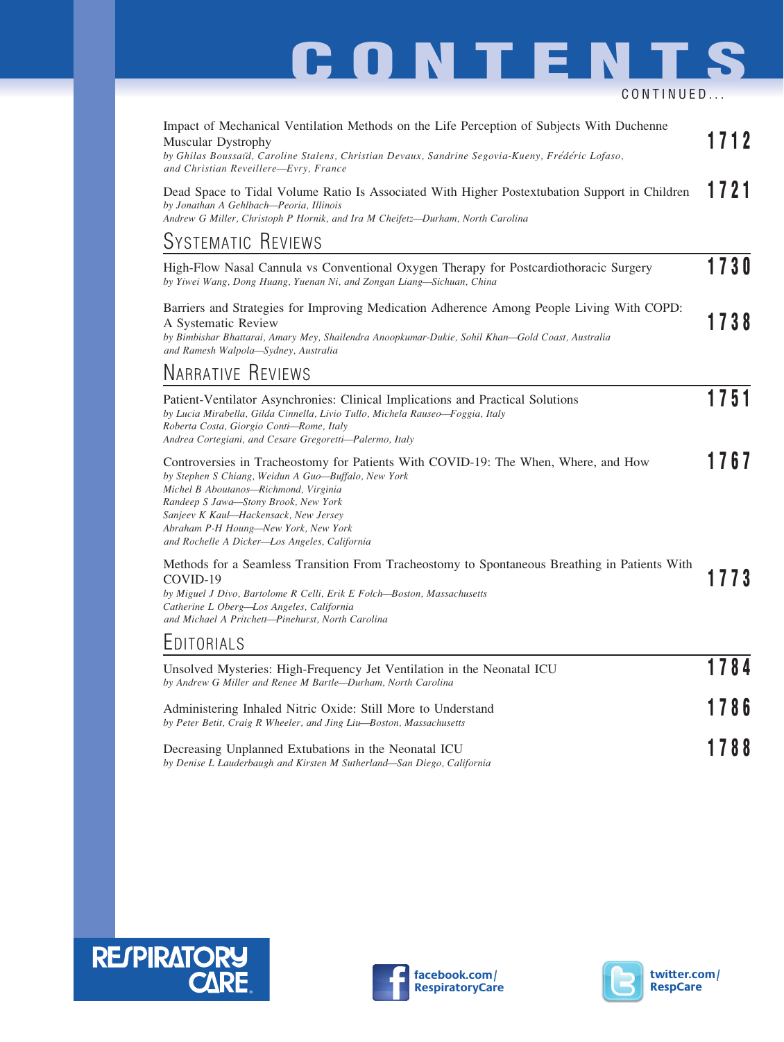# CONTENTS

CONTINUED...

Impact of Mechanical Ventilation Methods on the Life Perception of Subjects With Duchenne Muscular Dystrophy — **1712**
*by Ghilas Boussaïd, Caroline Stalens, Christian Devaux, Sandrine Segovia-Kueny, Frédéric Lofaso, and Christian Reveillere—Evry, France*

Dead Space to Tidal Volume Ratio Is Associated With Higher Postextubation Support in Children — **1721**
*by Jonathan A Gehlbach—Peoria, Illinois*
*Andrew G Miller, Christoph P Hornik, and Ira M Cheifetz—Durham, North Carolina*

## Systematic Reviews

High-Flow Nasal Cannula vs Conventional Oxygen Therapy for Postcardiothoracic Surgery — **1730**
*by Yiwei Wang, Dong Huang, Yuenan Ni, and Zongan Liang—Sichuan, China*

Barriers and Strategies for Improving Medication Adherence Among People Living With COPD: A Systematic Review — **1738**
*by Bimbishar Bhattarai, Amary Mey, Shailendra Anoopkumar-Dukie, Sohil Khan—Gold Coast, Australia and Ramesh Walpola—Sydney, Australia*

## Narrative Reviews

Patient-Ventilator Asynchronies: Clinical Implications and Practical Solutions — **1751**
*by Lucia Mirabella, Gilda Cinnella, Livio Tullo, Michela Rauseo—Foggia, Italy*
*Roberta Costa, Giorgio Conti—Rome, Italy*
*Andrea Cortegiani, and Cesare Gregoretti—Palermo, Italy*

Controversies in Tracheostomy for Patients With COVID-19: The When, Where, and How — **1767**
*by Stephen S Chiang, Weidun A Guo—Buffalo, New York*
*Michel B Aboutanos—Richmond, Virginia*
*Randeep S Jawa—Stony Brook, New York*
*Sanjeev K Kaul—Hackensack, New Jersey*
*Abraham P-H Houng—New York, New York*
*and Rochelle A Dicker—Los Angeles, California*

Methods for a Seamless Transition From Tracheostomy to Spontaneous Breathing in Patients With COVID-19 — **1773**
*by Miguel J Divo, Bartolome R Celli, Erik E Folch—Boston, Massachusetts*
*Catherine L Oberg—Los Angeles, California*
*and Michael A Pritchett—Pinehurst, North Carolina*

## Editorials

Unsolved Mysteries: High-Frequency Jet Ventilation in the Neonatal ICU — **1784**
*by Andrew G Miller and Renee M Bartle—Durham, North Carolina*

Administering Inhaled Nitric Oxide: Still More to Understand — **1786**
*by Peter Betit, Craig R Wheeler, and Jing Liu—Boston, Massachusetts*

Decreasing Unplanned Extubations in the Neonatal ICU — **1788**
*by Denise L Lauderbaugh and Kirsten M Sutherland—San Diego, California*

RESPIRATORY CARE

facebook.com/RespiratoryCare

twitter.com/RespCare